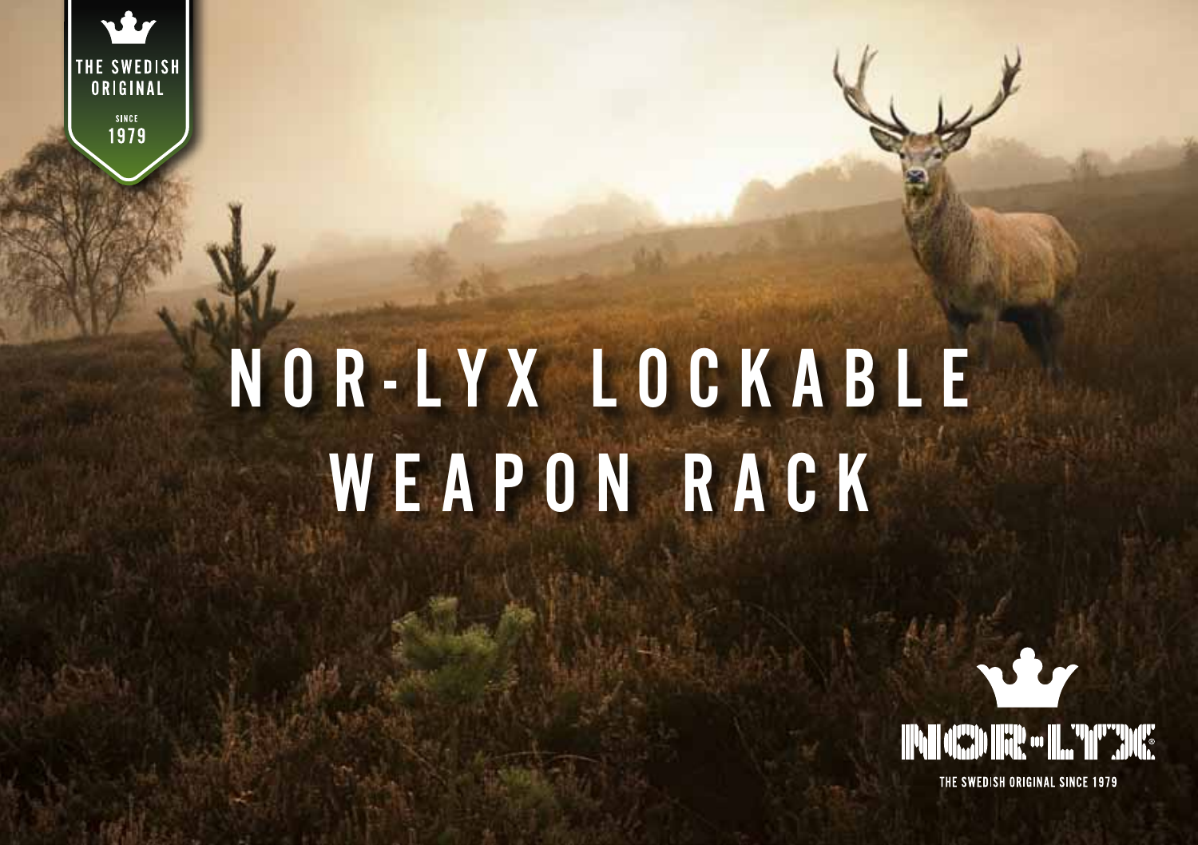THE SWEDISH ORIGINAL

SINCE 1979

# NOR-LYX LOCKABLE WEAPON RACK

NOR-LYX

THE SWEDISH ORIGINAL SINCE 1979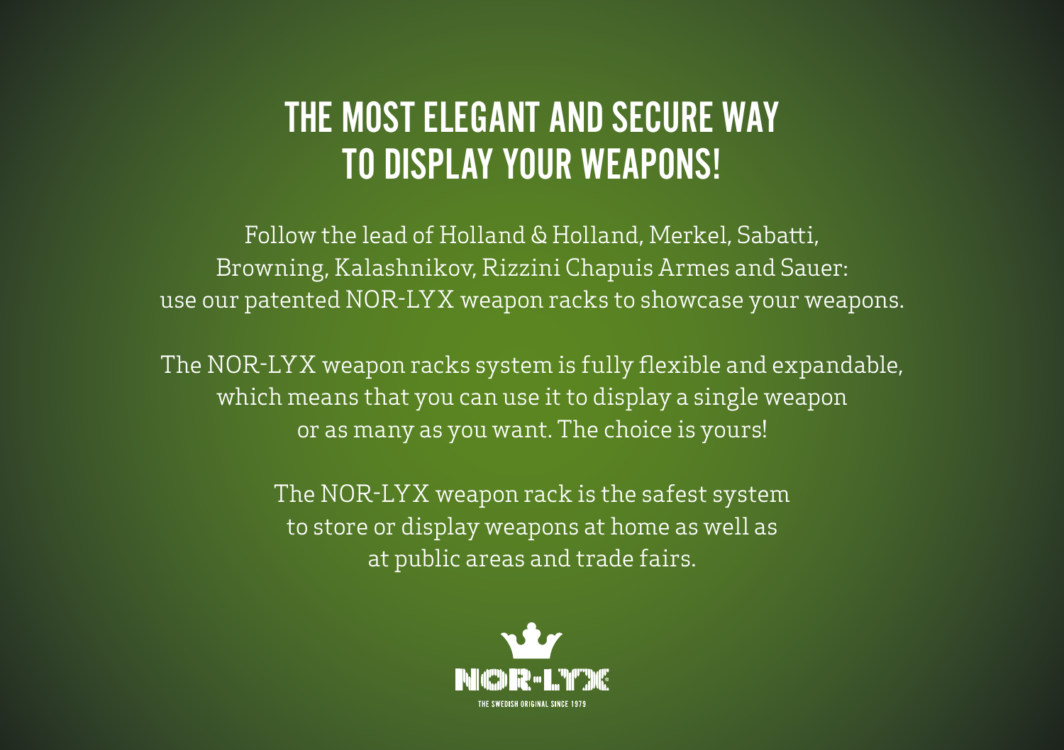# THE MOST ELEGANT AND SECURE WAY TO DISPLAY YOUR WEAPONS!

Follow the lead of Holland & Holland, Merkel, Sabatti, Browning, Kalashnikov, Rizzini Chapuis Armes and Sauer: use our patented NOR-LYX weapon racks to showcase your weapons.

The NOR-LYX weapon racks system is fully flexible and expandable, which means that you can use it to display a single weapon or as many as you want. The choice is yours!

The NOR-LYX weapon rack is the safest system to store or display weapons at home as well as at public areas and trade fairs.

NOR-LYX

THE SWEDISH ORIGINAL SINCE 1979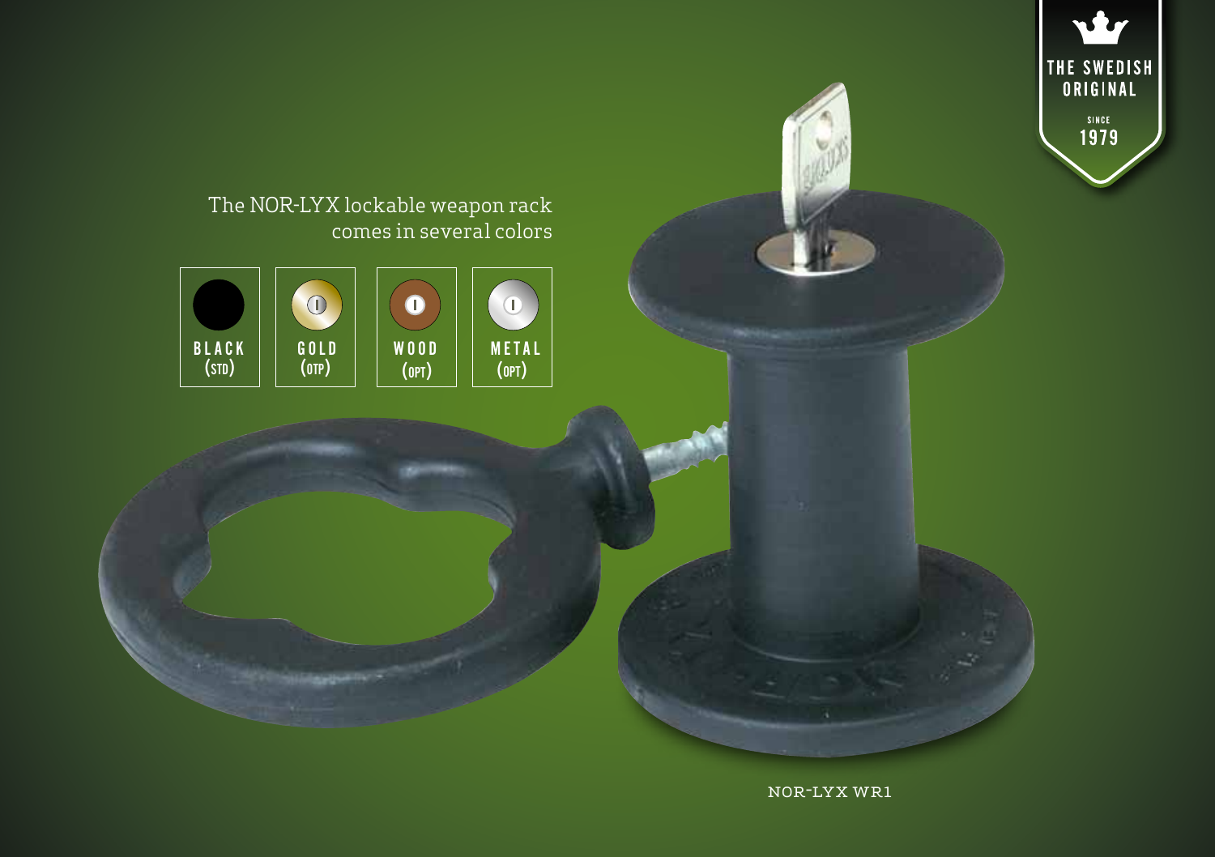THE SWEDISH ORIGINAL

SINCE 1979

The NOR-LYX lockable weapon rack comes in several colors

| BLACK (STD) | GOLD (OTP) | WOOD (OPT) | METAL (OPT) |
|---|---|---|---|

NOR-LYX WR1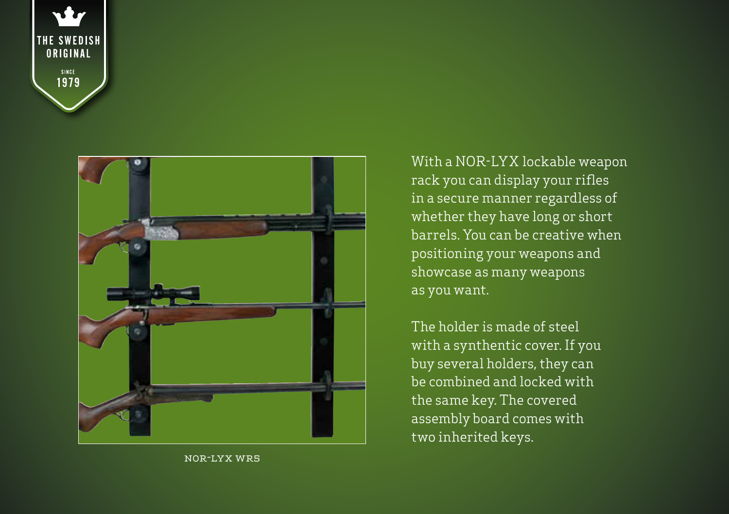THE SWEDISH ORIGINAL

SINCE 1979

NOR-LYX WR5

With a NOR-LYX lockable weapon rack you can display your rifles in a secure manner regardless of whether they have long or short barrels. You can be creative when positioning your weapons and showcase as many weapons as you want.

The holder is made of steel with a synthentic cover. If you buy several holders, they can be combined and locked with the same key. The covered assembly board comes with two inherited keys.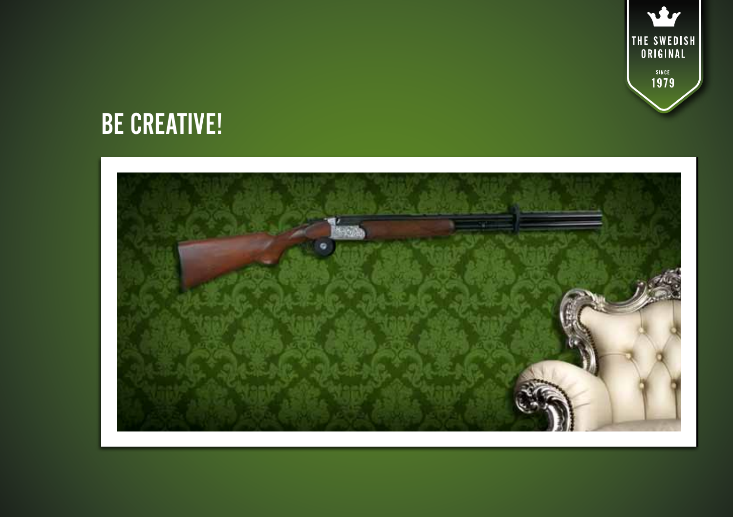# BE CREATIVE!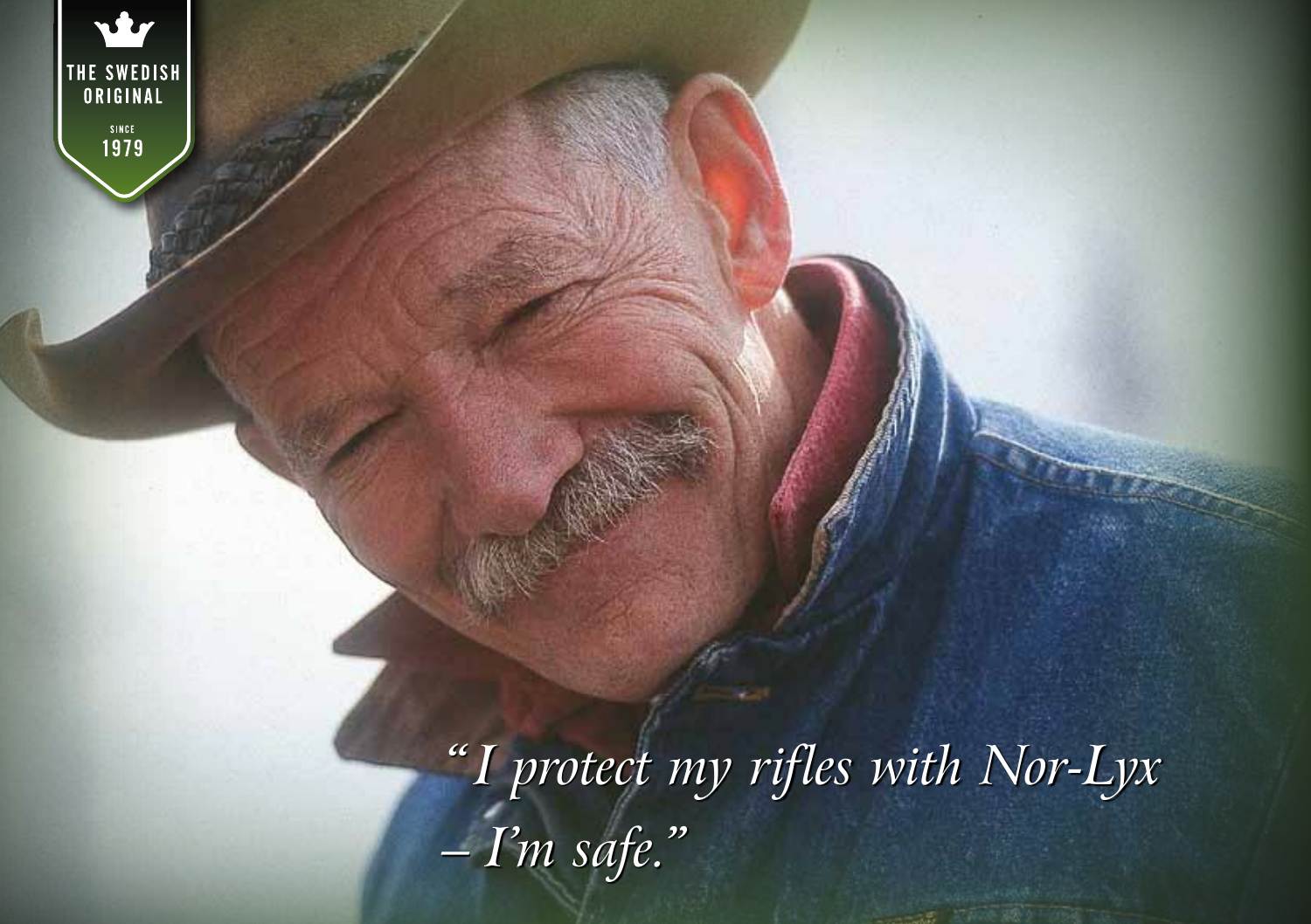THE SWEDISH ORIGINAL

SINCE 1979

*"I protect my rifles with Nor-Lyx – I'm safe."*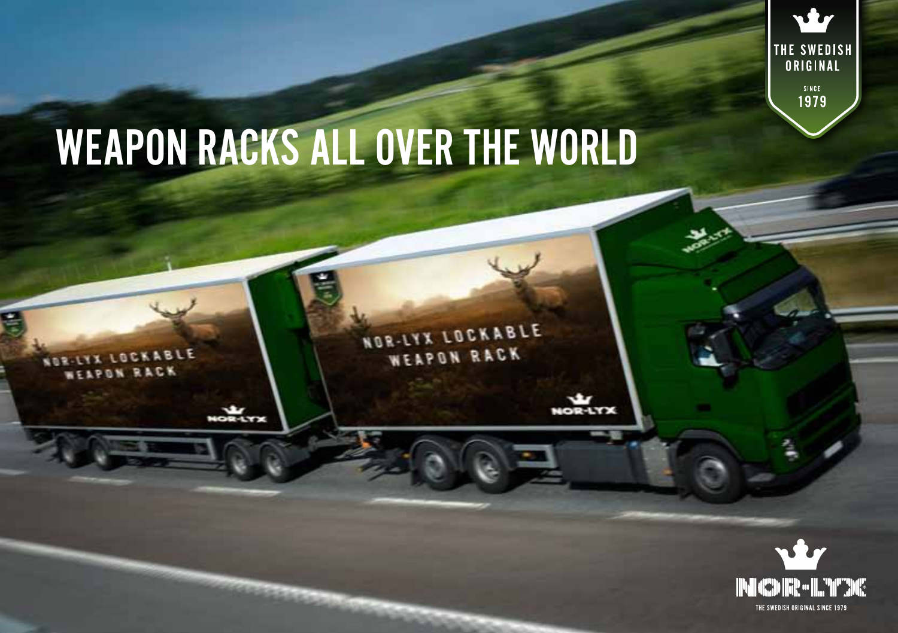THE SWEDISH ORIGINAL SINCE 1979

# WEAPON RACKS ALL OVER THE WORLD

NOR-LYX LOCKABLE WEAPON RACK

NOR-LYX

THE SWEDISH ORIGINAL SINCE 1979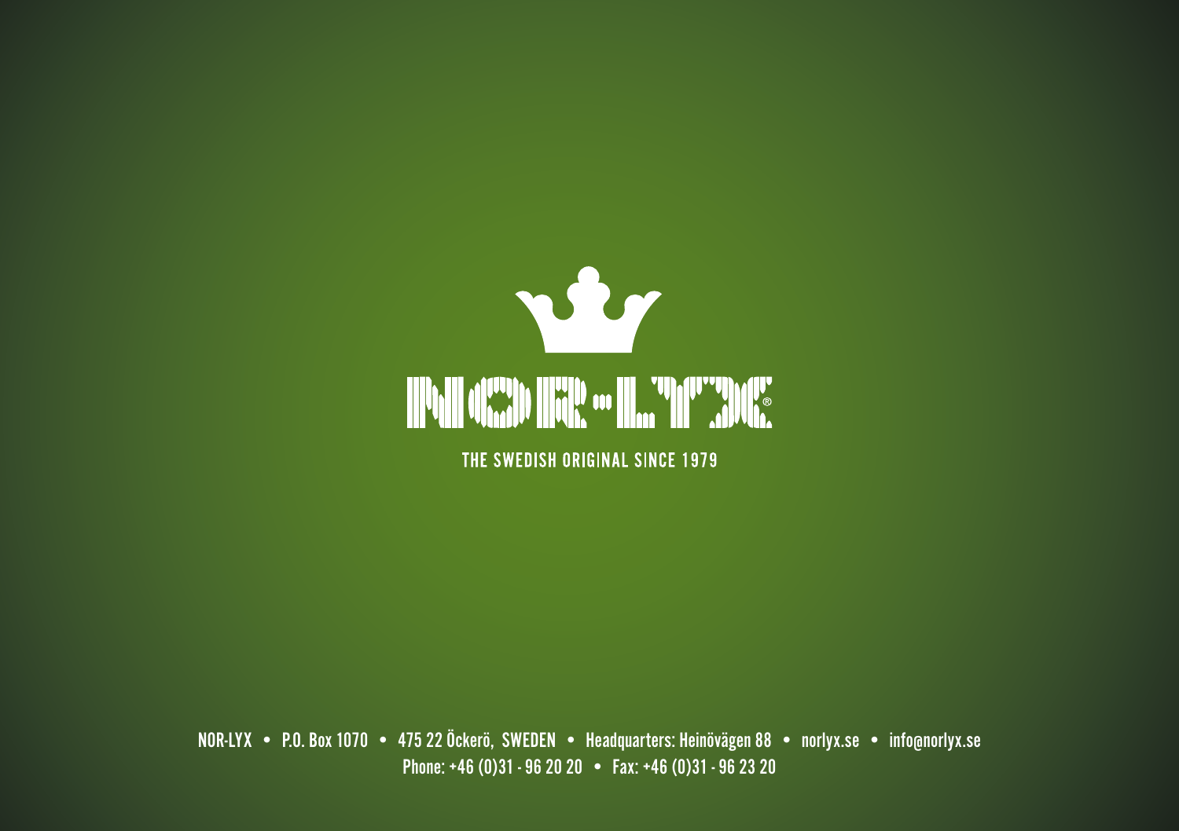NOR-LYX®

THE SWEDISH ORIGINAL SINCE 1979

NOR-LYX • P.O. Box 1070 • 475 22 Öckerö, SWEDEN • Headquarters: Heinövägen 88 • norlyx.se • info@norlyx.se
Phone: +46 (0)31 - 96 20 20 • Fax: +46 (0)31 - 96 23 20